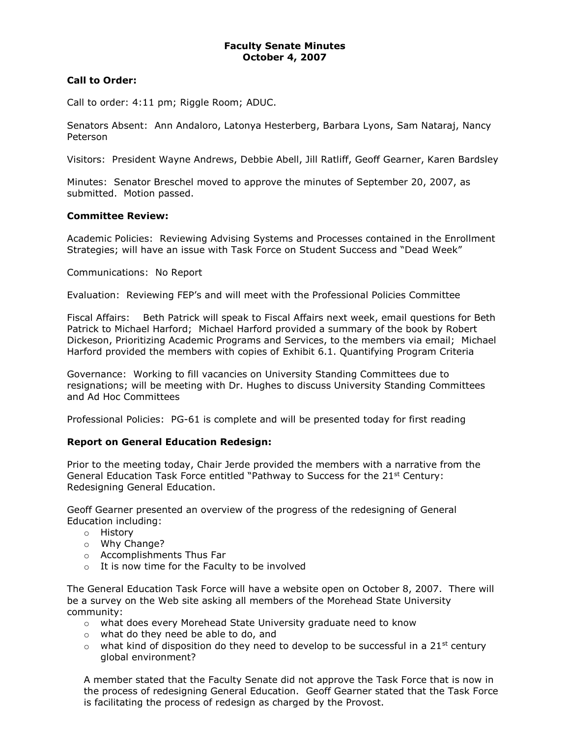# Faculty Senate Minutes
## October 4, 2007

**Call to Order:**

Call to order: 4:11 pm; Riggle Room; ADUC.

Senators Absent: Ann Andaloro, Latonya Hesterberg, Barbara Lyons, Sam Nataraj, Nancy Peterson

Visitors: President Wayne Andrews, Debbie Abell, Jill Ratliff, Geoff Gearner, Karen Bardsley

Minutes: Senator Breschel moved to approve the minutes of September 20, 2007, as submitted. Motion passed.

**Committee Review:**

Academic Policies: Reviewing Advising Systems and Processes contained in the Enrollment Strategies; will have an issue with Task Force on Student Success and "Dead Week"

Communications: No Report

Evaluation: Reviewing FEP's and will meet with the Professional Policies Committee

Fiscal Affairs: Beth Patrick will speak to Fiscal Affairs next week, email questions for Beth Patrick to Michael Harford; Michael Harford provided a summary of the book by Robert Dickeson, Prioritizing Academic Programs and Services, to the members via email; Michael Harford provided the members with copies of Exhibit 6.1. Quantifying Program Criteria

Governance: Working to fill vacancies on University Standing Committees due to resignations; will be meeting with Dr. Hughes to discuss University Standing Committees and Ad Hoc Committees

Professional Policies: PG-61 is complete and will be presented today for first reading

**Report on General Education Redesign:**

Prior to the meeting today, Chair Jerde provided the members with a narrative from the General Education Task Force entitled "Pathway to Success for the 21st Century: Redesigning General Education.

Geoff Gearner presented an overview of the progress of the redesigning of General Education including:

- History
- Why Change?
- Accomplishments Thus Far
- It is now time for the Faculty to be involved

The General Education Task Force will have a website open on October 8, 2007. There will be a survey on the Web site asking all members of the Morehead State University community:

- what does every Morehead State University graduate need to know
- what do they need be able to do, and
- what kind of disposition do they need to develop to be successful in a 21st century global environment?

A member stated that the Faculty Senate did not approve the Task Force that is now in the process of redesigning General Education. Geoff Gearner stated that the Task Force is facilitating the process of redesign as charged by the Provost.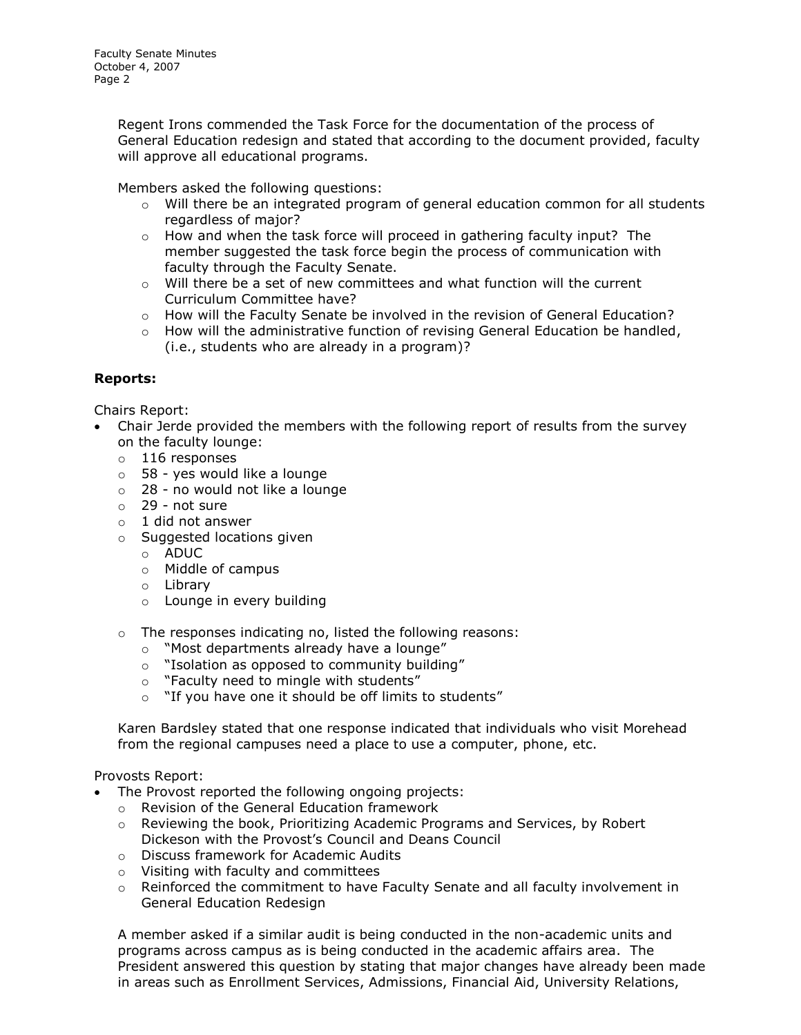Regent Irons commended the Task Force for the documentation of the process of General Education redesign and stated that according to the document provided, faculty will approve all educational programs.

Members asked the following questions:

- Will there be an integrated program of general education common for all students regardless of major?
- How and when the task force will proceed in gathering faculty input? The member suggested the task force begin the process of communication with faculty through the Faculty Senate.
- Will there be a set of new committees and what function will the current Curriculum Committee have?
- How will the Faculty Senate be involved in the revision of General Education?
- How will the administrative function of revising General Education be handled, (i.e., students who are already in a program)?

**Reports:**

Chairs Report:

- Chair Jerde provided the members with the following report of results from the survey on the faculty lounge:
  - 116 responses
  - 58 - yes would like a lounge
  - 28 - no would not like a lounge
  - 29 - not sure
  - 1 did not answer
  - Suggested locations given
    - ADUC
    - Middle of campus
    - Library
    - Lounge in every building
  - The responses indicating no, listed the following reasons:
    - "Most departments already have a lounge"
    - "Isolation as opposed to community building"
    - "Faculty need to mingle with students"
    - "If you have one it should be off limits to students"

Karen Bardsley stated that one response indicated that individuals who visit Morehead from the regional campuses need a place to use a computer, phone, etc.

Provosts Report:

- The Provost reported the following ongoing projects:
  - Revision of the General Education framework
  - Reviewing the book, Prioritizing Academic Programs and Services, by Robert Dickeson with the Provost's Council and Deans Council
  - Discuss framework for Academic Audits
  - Visiting with faculty and committees
  - Reinforced the commitment to have Faculty Senate and all faculty involvement in General Education Redesign

A member asked if a similar audit is being conducted in the non-academic units and programs across campus as is being conducted in the academic affairs area. The President answered this question by stating that major changes have already been made in areas such as Enrollment Services, Admissions, Financial Aid, University Relations,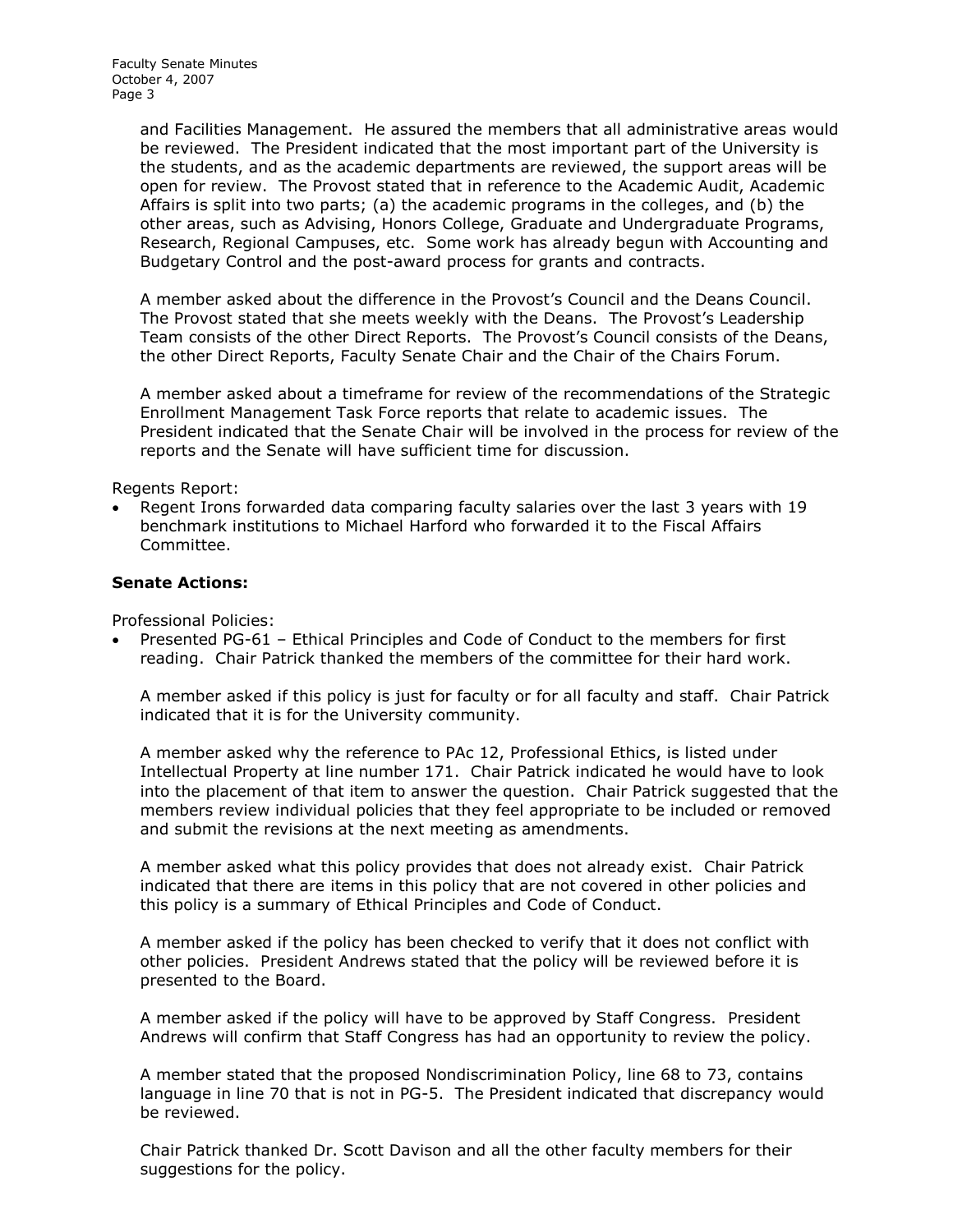and Facilities Management. He assured the members that all administrative areas would be reviewed. The President indicated that the most important part of the University is the students, and as the academic departments are reviewed, the support areas will be open for review. The Provost stated that in reference to the Academic Audit, Academic Affairs is split into two parts; (a) the academic programs in the colleges, and (b) the other areas, such as Advising, Honors College, Graduate and Undergraduate Programs, Research, Regional Campuses, etc. Some work has already begun with Accounting and Budgetary Control and the post-award process for grants and contracts.

A member asked about the difference in the Provost's Council and the Deans Council. The Provost stated that she meets weekly with the Deans. The Provost's Leadership Team consists of the other Direct Reports. The Provost's Council consists of the Deans, the other Direct Reports, Faculty Senate Chair and the Chair of the Chairs Forum.

A member asked about a timeframe for review of the recommendations of the Strategic Enrollment Management Task Force reports that relate to academic issues. The President indicated that the Senate Chair will be involved in the process for review of the reports and the Senate will have sufficient time for discussion.

Regents Report:

- Regent Irons forwarded data comparing faculty salaries over the last 3 years with 19 benchmark institutions to Michael Harford who forwarded it to the Fiscal Affairs Committee.

**Senate Actions:**

Professional Policies:

- Presented PG-61 – Ethical Principles and Code of Conduct to the members for first reading. Chair Patrick thanked the members of the committee for their hard work.

  A member asked if this policy is just for faculty or for all faculty and staff. Chair Patrick indicated that it is for the University community.

  A member asked why the reference to PAc 12, Professional Ethics, is listed under Intellectual Property at line number 171. Chair Patrick indicated he would have to look into the placement of that item to answer the question. Chair Patrick suggested that the members review individual policies that they feel appropriate to be included or removed and submit the revisions at the next meeting as amendments.

  A member asked what this policy provides that does not already exist. Chair Patrick indicated that there are items in this policy that are not covered in other policies and this policy is a summary of Ethical Principles and Code of Conduct.

  A member asked if the policy has been checked to verify that it does not conflict with other policies. President Andrews stated that the policy will be reviewed before it is presented to the Board.

  A member asked if the policy will have to be approved by Staff Congress. President Andrews will confirm that Staff Congress has had an opportunity to review the policy.

  A member stated that the proposed Nondiscrimination Policy, line 68 to 73, contains language in line 70 that is not in PG-5. The President indicated that discrepancy would be reviewed.

  Chair Patrick thanked Dr. Scott Davison and all the other faculty members for their suggestions for the policy.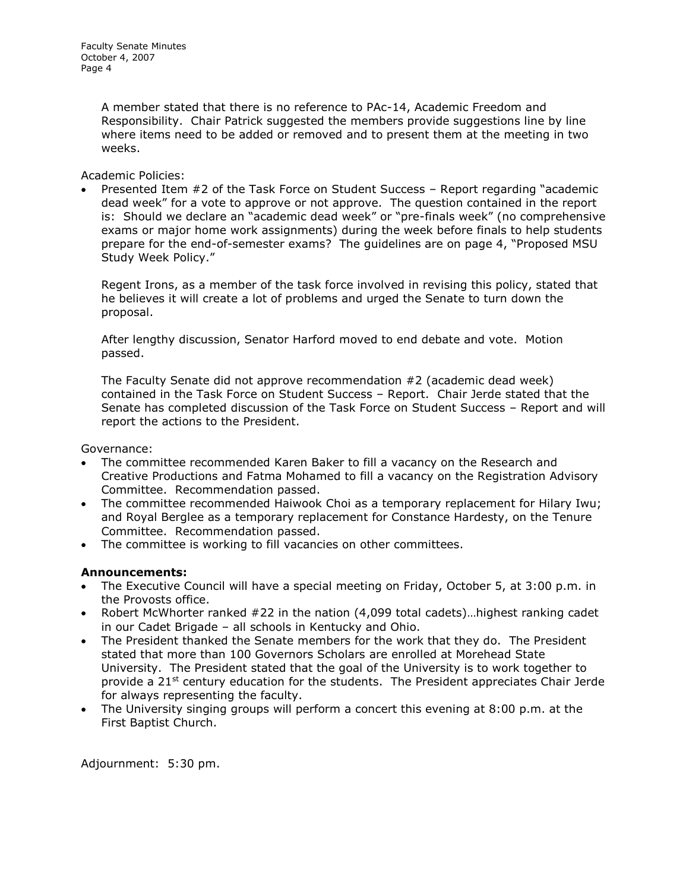A member stated that there is no reference to PAc-14, Academic Freedom and Responsibility. Chair Patrick suggested the members provide suggestions line by line where items need to be added or removed and to present them at the meeting in two weeks.

Academic Policies:

- Presented Item #2 of the Task Force on Student Success – Report regarding "academic dead week" for a vote to approve or not approve. The question contained in the report is: Should we declare an "academic dead week" or "pre-finals week" (no comprehensive exams or major home work assignments) during the week before finals to help students prepare for the end-of-semester exams? The guidelines are on page 4, "Proposed MSU Study Week Policy."

  Regent Irons, as a member of the task force involved in revising this policy, stated that he believes it will create a lot of problems and urged the Senate to turn down the proposal.

  After lengthy discussion, Senator Harford moved to end debate and vote. Motion passed.

  The Faculty Senate did not approve recommendation #2 (academic dead week) contained in the Task Force on Student Success – Report. Chair Jerde stated that the Senate has completed discussion of the Task Force on Student Success – Report and will report the actions to the President.

Governance:

- The committee recommended Karen Baker to fill a vacancy on the Research and Creative Productions and Fatma Mohamed to fill a vacancy on the Registration Advisory Committee. Recommendation passed.
- The committee recommended Haiwook Choi as a temporary replacement for Hilary Iwu; and Royal Berglee as a temporary replacement for Constance Hardesty, on the Tenure Committee. Recommendation passed.
- The committee is working to fill vacancies on other committees.

**Announcements:**

- The Executive Council will have a special meeting on Friday, October 5, at 3:00 p.m. in the Provosts office.
- Robert McWhorter ranked #22 in the nation (4,099 total cadets)…highest ranking cadet in our Cadet Brigade – all schools in Kentucky and Ohio.
- The President thanked the Senate members for the work that they do. The President stated that more than 100 Governors Scholars are enrolled at Morehead State University. The President stated that the goal of the University is to work together to provide a 21st century education for the students. The President appreciates Chair Jerde for always representing the faculty.
- The University singing groups will perform a concert this evening at 8:00 p.m. at the First Baptist Church.

Adjournment: 5:30 pm.